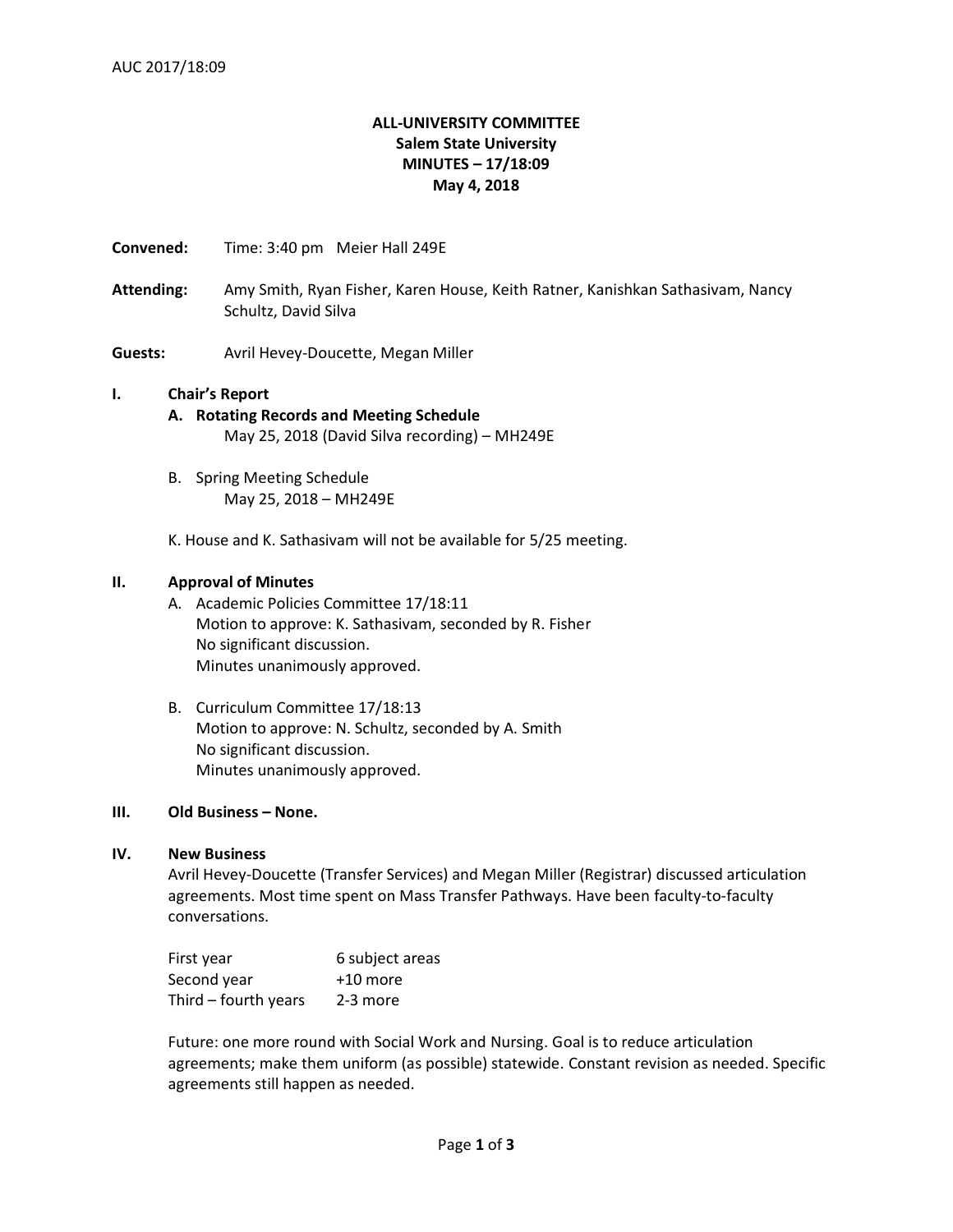AUC 2017/18:09

**ALL-UNIVERSITY COMMITTEE**
**Salem State University**
**MINUTES – 17/18:09**
**May 4, 2018**

**Convened:** Time: 3:40 pm Meier Hall 249E

**Attending:** Amy Smith, Ryan Fisher, Karen House, Keith Ratner, Kanishkan Sathasivam, Nancy Schultz, David Silva

**Guests:** Avril Hevey-Doucette, Megan Miller

## I. Chair's Report

**A. Rotating Records and Meeting Schedule**

May 25, 2018 (David Silva recording) – MH249E

B. Spring Meeting Schedule

May 25, 2018 – MH249E

K. House and K. Sathasivam will not be available for 5/25 meeting.

## II. Approval of Minutes

A. Academic Policies Committee 17/18:11
Motion to approve: K. Sathasivam, seconded by R. Fisher
No significant discussion.
Minutes unanimously approved.

B. Curriculum Committee 17/18:13
Motion to approve: N. Schultz, seconded by A. Smith
No significant discussion.
Minutes unanimously approved.

## III. Old Business – None.

## IV. New Business

Avril Hevey-Doucette (Transfer Services) and Megan Miller (Registrar) discussed articulation agreements. Most time spent on Mass Transfer Pathways. Have been faculty-to-faculty conversations.

| | |
|---|---|
| First year | 6 subject areas |
| Second year | +10 more |
| Third – fourth years | 2-3 more |

Future: one more round with Social Work and Nursing. Goal is to reduce articulation agreements; make them uniform (as possible) statewide. Constant revision as needed. Specific agreements still happen as needed.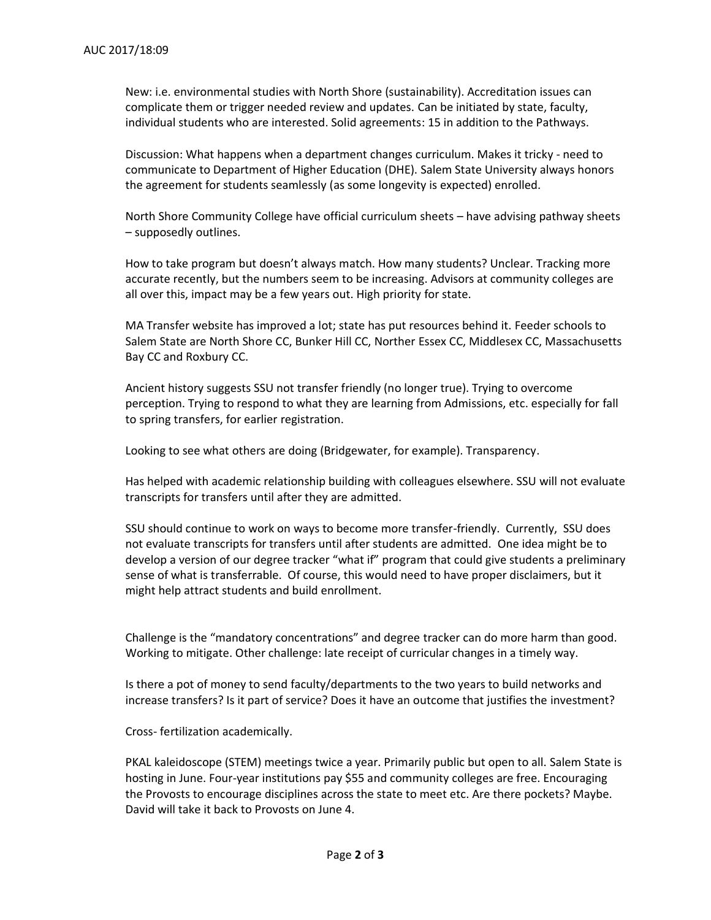New: i.e. environmental studies with North Shore (sustainability). Accreditation issues can complicate them or trigger needed review and updates. Can be initiated by state, faculty, individual students who are interested. Solid agreements: 15 in addition to the Pathways.

Discussion: What happens when a department changes curriculum. Makes it tricky - need to communicate to Department of Higher Education (DHE). Salem State University always honors the agreement for students seamlessly (as some longevity is expected) enrolled.

North Shore Community College have official curriculum sheets – have advising pathway sheets – supposedly outlines.

How to take program but doesn't always match. How many students? Unclear. Tracking more accurate recently, but the numbers seem to be increasing. Advisors at community colleges are all over this, impact may be a few years out. High priority for state.

MA Transfer website has improved a lot; state has put resources behind it. Feeder schools to Salem State are North Shore CC, Bunker Hill CC, Norther Essex CC, Middlesex CC, Massachusetts Bay CC and Roxbury CC.

Ancient history suggests SSU not transfer friendly (no longer true). Trying to overcome perception. Trying to respond to what they are learning from Admissions, etc. especially for fall to spring transfers, for earlier registration.

Looking to see what others are doing (Bridgewater, for example). Transparency.

Has helped with academic relationship building with colleagues elsewhere. SSU will not evaluate transcripts for transfers until after they are admitted.

SSU should continue to work on ways to become more transfer-friendly. Currently, SSU does not evaluate transcripts for transfers until after students are admitted. One idea might be to develop a version of our degree tracker "what if" program that could give students a preliminary sense of what is transferrable. Of course, this would need to have proper disclaimers, but it might help attract students and build enrollment.

Challenge is the "mandatory concentrations" and degree tracker can do more harm than good. Working to mitigate. Other challenge: late receipt of curricular changes in a timely way.

Is there a pot of money to send faculty/departments to the two years to build networks and increase transfers? Is it part of service? Does it have an outcome that justifies the investment?

Cross- fertilization academically.

PKAL kaleidoscope (STEM) meetings twice a year. Primarily public but open to all. Salem State is hosting in June. Four-year institutions pay $55 and community colleges are free. Encouraging the Provosts to encourage disciplines across the state to meet etc. Are there pockets? Maybe. David will take it back to Provosts on June 4.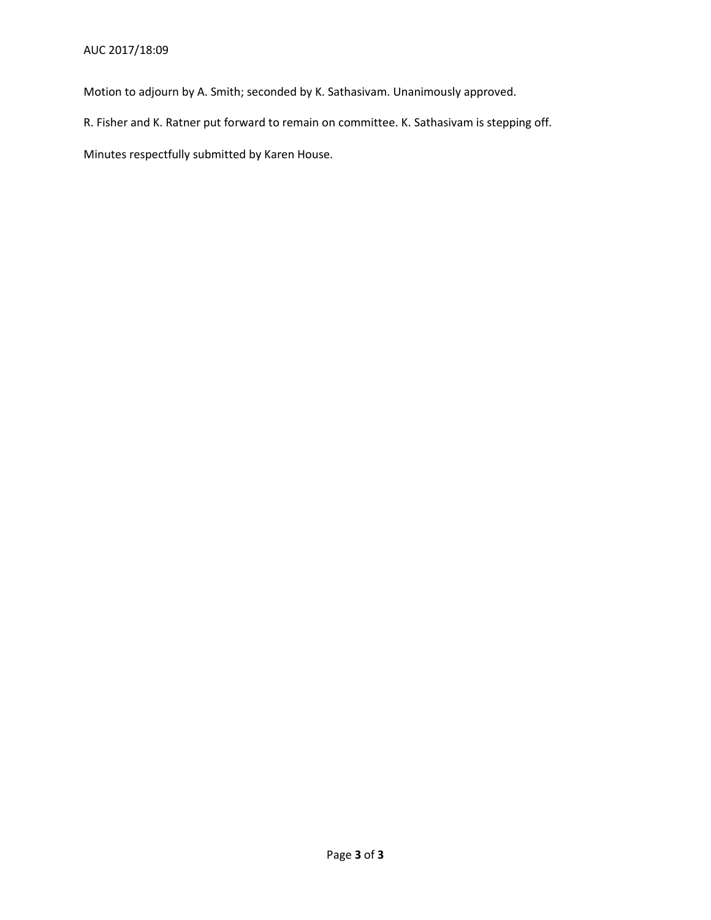Motion to adjourn by A. Smith; seconded by K. Sathasivam. Unanimously approved.

R. Fisher and K. Ratner put forward to remain on committee. K. Sathasivam is stepping off.

Minutes respectfully submitted by Karen House.